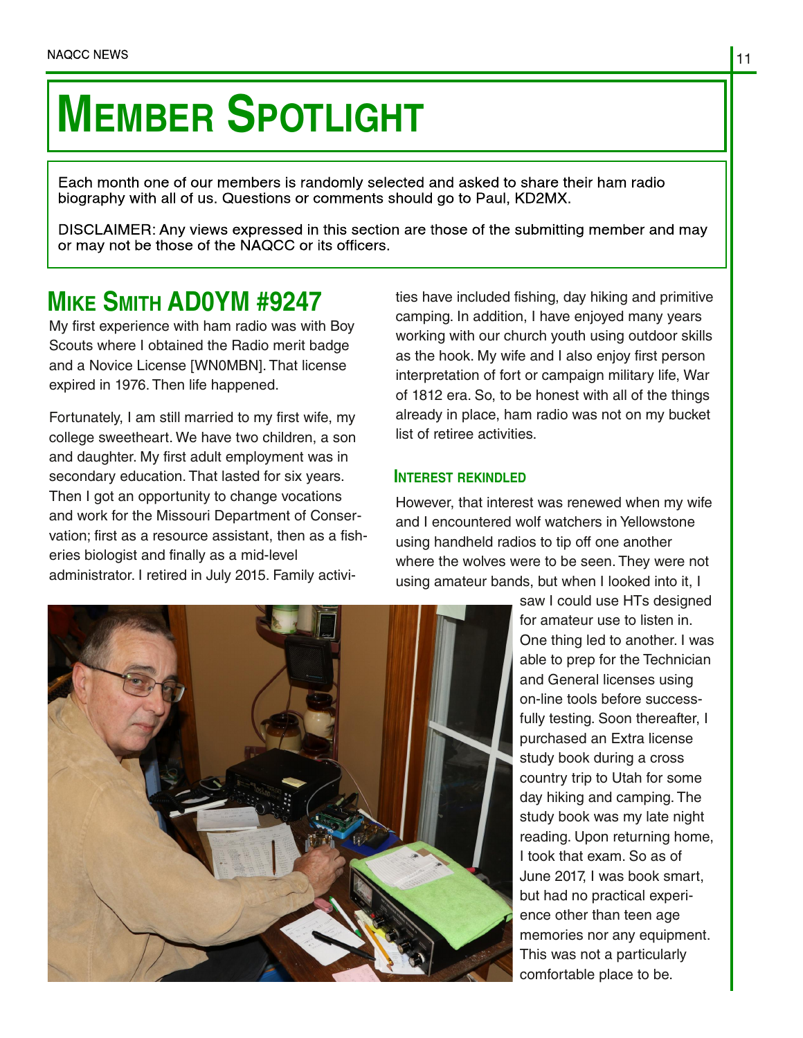# Member Spotlight

Each month one of our members is randomly selected and asked to share their ham radio biography with all of us. Questions or comments should go to Paul, KD2MX.

DISCLAIMER: Any views expressed in this section are those of the submitting member and may or may not be those of the NAQCC or its officers.

## Mike Smith AD0YM #9247

My first experience with ham radio was with Boy Scouts where I obtained the Radio merit badge and a Novice License [WN0MBN]. That license expired in 1976. Then life happened.

Fortunately, I am still married to my first wife, my college sweetheart. We have two children, a son and daughter. My first adult employment was in secondary education. That lasted for six years. Then I got an opportunity to change vocations and work for the Missouri Department of Conservation; first as a resource assistant, then as a fisheries biologist and finally as a mid-level administrator. I retired in July 2015. Family activities have included fishing, day hiking and primitive camping. In addition, I have enjoyed many years working with our church youth using outdoor skills as the hook. My wife and I also enjoy first person interpretation of fort or campaign military life, War of 1812 era. So, to be honest with all of the things already in place, ham radio was not on my bucket list of retiree activities.

### Interest rekindled

However, that interest was renewed when my wife and I encountered wolf watchers in Yellowstone using handheld radios to tip off one another where the wolves were to be seen. They were not using amateur bands, but when I looked into it, I saw I could use HTs designed for amateur use to listen in. One thing led to another. I was able to prep for the Technician and General licenses using on-line tools before successfully testing. Soon thereafter, I purchased an Extra license study book during a cross country trip to Utah for some day hiking and camping. The study book was my late night reading. Upon returning home, I took that exam. So as of June 2017, I was book smart, but had no practical experience other than teen age memories nor any equipment. This was not a particularly comfortable place to be.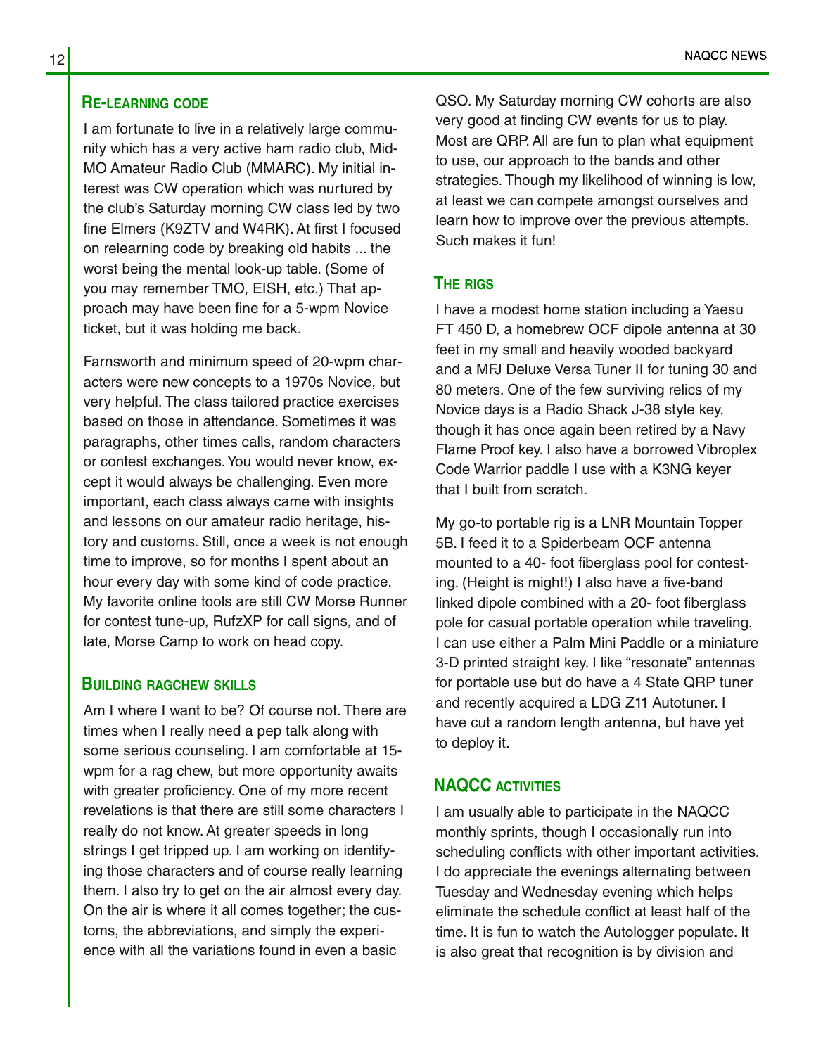## Re-learning code

I am fortunate to live in a relatively large community which has a very active ham radio club, Mid-MO Amateur Radio Club (MMARC). My initial interest was CW operation which was nurtured by the club's Saturday morning CW class led by two fine Elmers (K9ZTV and W4RK). At first I focused on relearning code by breaking old habits ... the worst being the mental look-up table. (Some of you may remember TMO, EISH, etc.) That approach may have been fine for a 5-wpm Novice ticket, but it was holding me back.

Farnsworth and minimum speed of 20-wpm characters were new concepts to a 1970s Novice, but very helpful. The class tailored practice exercises based on those in attendance. Sometimes it was paragraphs, other times calls, random characters or contest exchanges. You would never know, except it would always be challenging. Even more important, each class always came with insights and lessons on our amateur radio heritage, history and customs. Still, once a week is not enough time to improve, so for months I spent about an hour every day with some kind of code practice. My favorite online tools are still CW Morse Runner for contest tune-up, RufzXP for call signs, and of late, Morse Camp to work on head copy.

## Building ragchew skills

Am I where I want to be? Of course not. There are times when I really need a pep talk along with some serious counseling. I am comfortable at 15-wpm for a rag chew, but more opportunity awaits with greater proficiency. One of my more recent revelations is that there are still some characters I really do not know. At greater speeds in long strings I get tripped up. I am working on identifying those characters and of course really learning them. I also try to get on the air almost every day. On the air is where it all comes together; the customs, the abbreviations, and simply the experience with all the variations found in even a basic QSO. My Saturday morning CW cohorts are also very good at finding CW events for us to play. Most are QRP. All are fun to plan what equipment to use, our approach to the bands and other strategies. Though my likelihood of winning is low, at least we can compete amongst ourselves and learn how to improve over the previous attempts. Such makes it fun!

## The rigs

I have a modest home station including a Yaesu FT 450 D, a homebrew OCF dipole antenna at 30 feet in my small and heavily wooded backyard and a MFJ Deluxe Versa Tuner II for tuning 30 and 80 meters. One of the few surviving relics of my Novice days is a Radio Shack J-38 style key, though it has once again been retired by a Navy Flame Proof key. I also have a borrowed Vibroplex Code Warrior paddle I use with a K3NG keyer that I built from scratch.

My go-to portable rig is a LNR Mountain Topper 5B. I feed it to a Spiderbeam OCF antenna mounted to a 40- foot fiberglass pool for contesting. (Height is might!) I also have a five-band linked dipole combined with a 20- foot fiberglass pole for casual portable operation while traveling. I can use either a Palm Mini Paddle or a miniature 3-D printed straight key. I like "resonate" antennas for portable use but do have a 4 State QRP tuner and recently acquired a LDG Z11 Autotuner. I have cut a random length antenna, but have yet to deploy it.

## NAQCC activities

I am usually able to participate in the NAQCC monthly sprints, though I occasionally run into scheduling conflicts with other important activities. I do appreciate the evenings alternating between Tuesday and Wednesday evening which helps eliminate the schedule conflict at least half of the time. It is fun to watch the Autologger populate. It is also great that recognition is by division and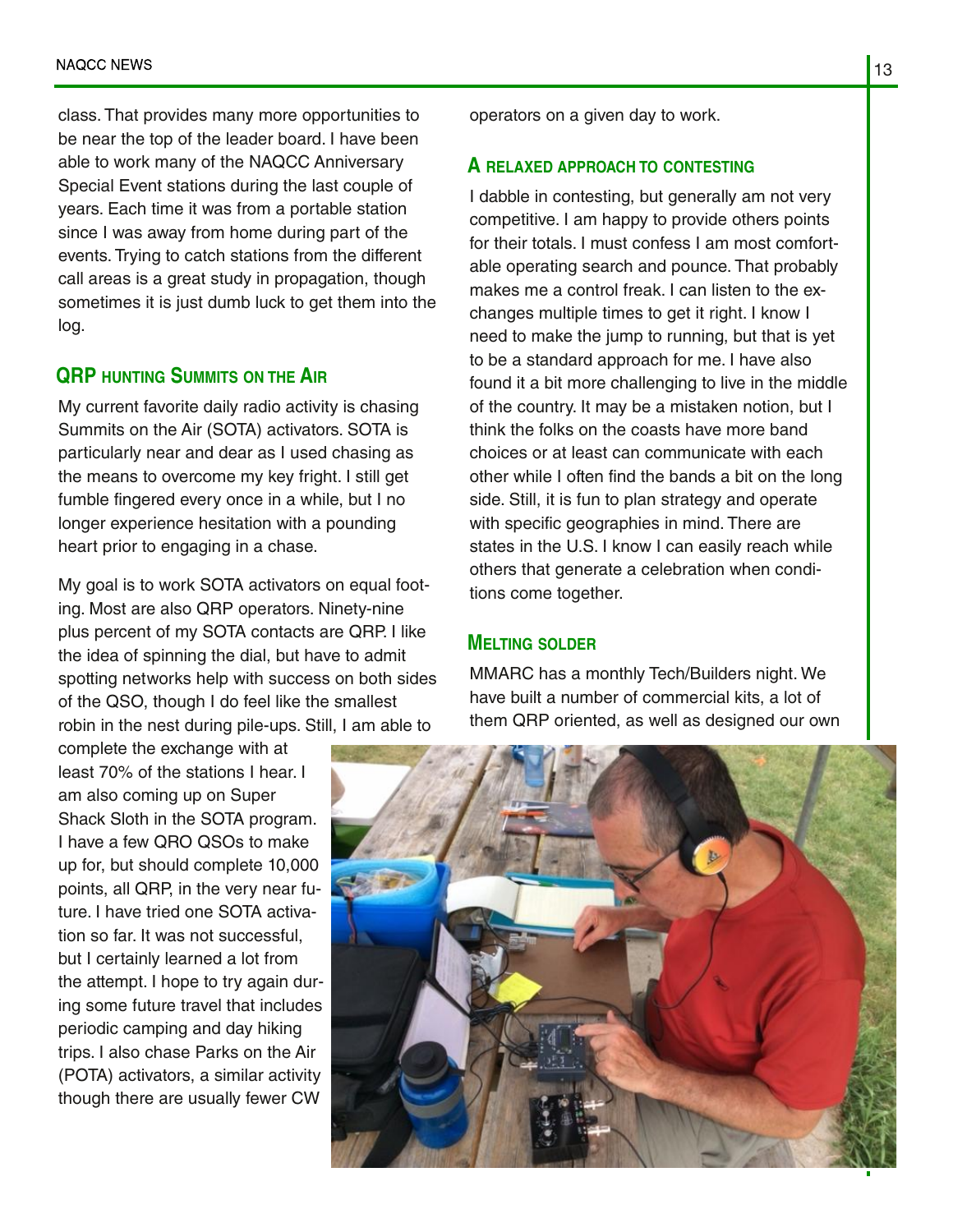class. That provides many more opportunities to be near the top of the leader board. I have been able to work many of the NAQCC Anniversary Special Event stations during the last couple of years. Each time it was from a portable station since I was away from home during part of the events. Trying to catch stations from the different call areas is a great study in propagation, though sometimes it is just dumb luck to get them into the log.

## QRP hunting Summits on the Air

My current favorite daily radio activity is chasing Summits on the Air (SOTA) activators. SOTA is particularly near and dear as I used chasing as the means to overcome my key fright. I still get fumble fingered every once in a while, but I no longer experience hesitation with a pounding heart prior to engaging in a chase.

My goal is to work SOTA activators on equal footing. Most are also QRP operators. Ninety-nine plus percent of my SOTA contacts are QRP. I like the idea of spinning the dial, but have to admit spotting networks help with success on both sides of the QSO, though I do feel like the smallest robin in the nest during pile-ups. Still, I am able to complete the exchange with at least 70% of the stations I hear. I am also coming up on Super Shack Sloth in the SOTA program. I have a few QRO QSOs to make up for, but should complete 10,000 points, all QRP, in the very near future. I have tried one SOTA activation so far. It was not successful, but I certainly learned a lot from the attempt. I hope to try again during some future travel that includes periodic camping and day hiking trips. I also chase Parks on the Air (POTA) activators, a similar activity though there are usually fewer CW operators on a given day to work.

## A relaxed approach to contesting

I dabble in contesting, but generally am not very competitive. I am happy to provide others points for their totals. I must confess I am most comfortable operating search and pounce. That probably makes me a control freak. I can listen to the exchanges multiple times to get it right. I know I need to make the jump to running, but that is yet to be a standard approach for me. I have also found it a bit more challenging to live in the middle of the country. It may be a mistaken notion, but I think the folks on the coasts have more band choices or at least can communicate with each other while I often find the bands a bit on the long side. Still, it is fun to plan strategy and operate with specific geographies in mind. There are states in the U.S. I know I can easily reach while others that generate a celebration when conditions come together.

## Melting solder

MMARC has a monthly Tech/Builders night. We have built a number of commercial kits, a lot of them QRP oriented, as well as designed our own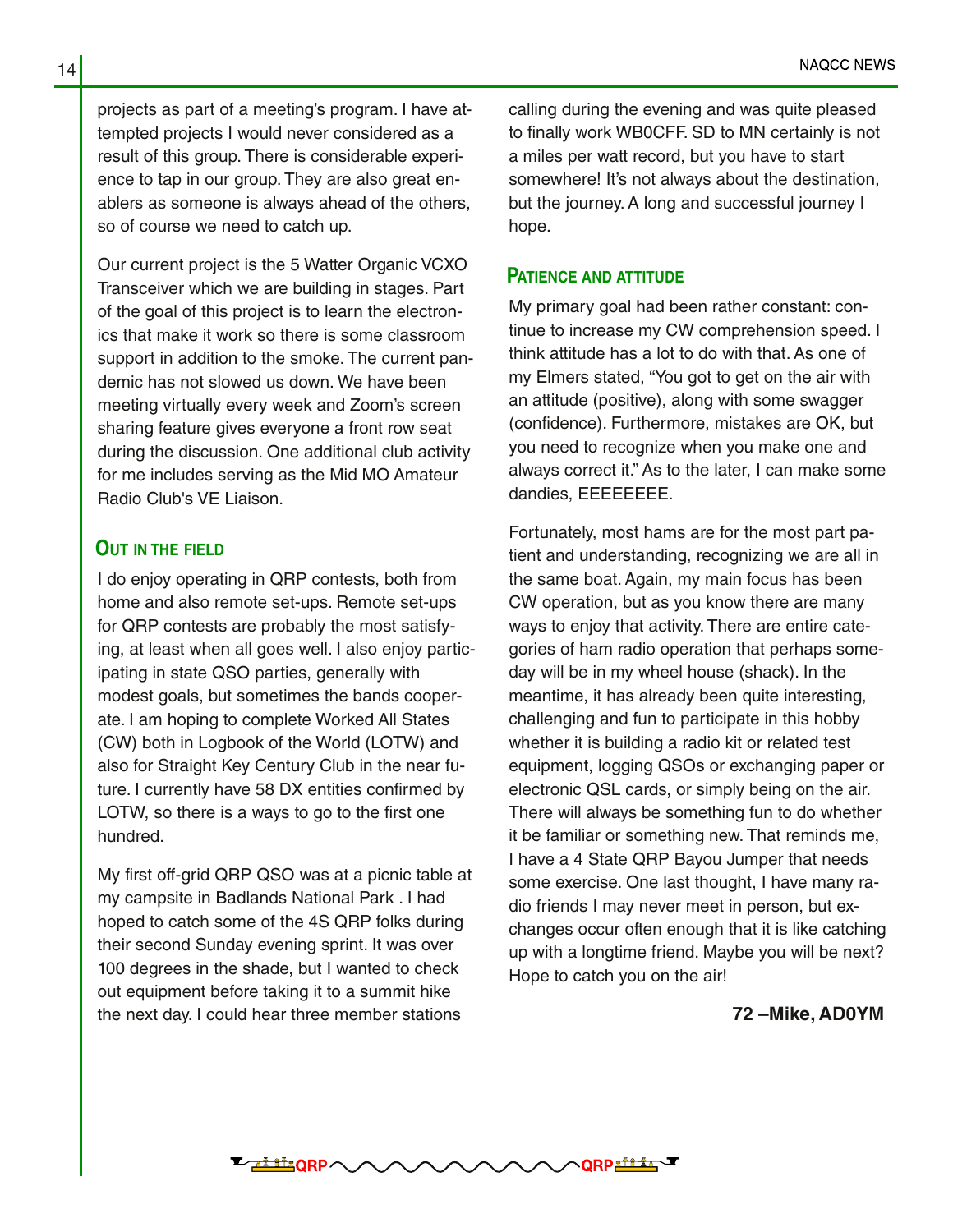projects as part of a meeting's program. I have attempted projects I would never considered as a result of this group. There is considerable experience to tap in our group. They are also great enablers as someone is always ahead of the others, so of course we need to catch up.

Our current project is the 5 Watter Organic VCXO Transceiver which we are building in stages. Part of the goal of this project is to learn the electronics that make it work so there is some classroom support in addition to the smoke. The current pandemic has not slowed us down. We have been meeting virtually every week and Zoom's screen sharing feature gives everyone a front row seat during the discussion. One additional club activity for me includes serving as the Mid MO Amateur Radio Club's VE Liaison.

## Out in the Field

I do enjoy operating in QRP contests, both from home and also remote set-ups. Remote set-ups for QRP contests are probably the most satisfying, at least when all goes well. I also enjoy participating in state QSO parties, generally with modest goals, but sometimes the bands cooperate. I am hoping to complete Worked All States (CW) both in Logbook of the World (LOTW) and also for Straight Key Century Club in the near future. I currently have 58 DX entities confirmed by LOTW, so there is a ways to go to the first one hundred.

My first off-grid QRP QSO was at a picnic table at my campsite in Badlands National Park . I had hoped to catch some of the 4S QRP folks during their second Sunday evening sprint. It was over 100 degrees in the shade, but I wanted to check out equipment before taking it to a summit hike the next day. I could hear three member stations calling during the evening and was quite pleased to finally work WB0CFF. SD to MN certainly is not a miles per watt record, but you have to start somewhere! It's not always about the destination, but the journey. A long and successful journey I hope.

## Patience and Attitude

My primary goal had been rather constant: continue to increase my CW comprehension speed. I think attitude has a lot to do with that. As one of my Elmers stated, "You got to get on the air with an attitude (positive), along with some swagger (confidence). Furthermore, mistakes are OK, but you need to recognize when you make one and always correct it." As to the later, I can make some dandies, EEEEEEEE.

Fortunately, most hams are for the most part patient and understanding, recognizing we are all in the same boat. Again, my main focus has been CW operation, but as you know there are many ways to enjoy that activity. There are entire categories of ham radio operation that perhaps someday will be in my wheel house (shack). In the meantime, it has already been quite interesting, challenging and fun to participate in this hobby whether it is building a radio kit or related test equipment, logging QSOs or exchanging paper or electronic QSL cards, or simply being on the air. There will always be something fun to do whether it be familiar or something new. That reminds me, I have a 4 State QRP Bayou Jumper that needs some exercise. One last thought, I have many radio friends I may never meet in person, but exchanges occur often enough that it is like catching up with a longtime friend. Maybe you will be next? Hope to catch you on the air!

**72 –Mike, AD0YM**